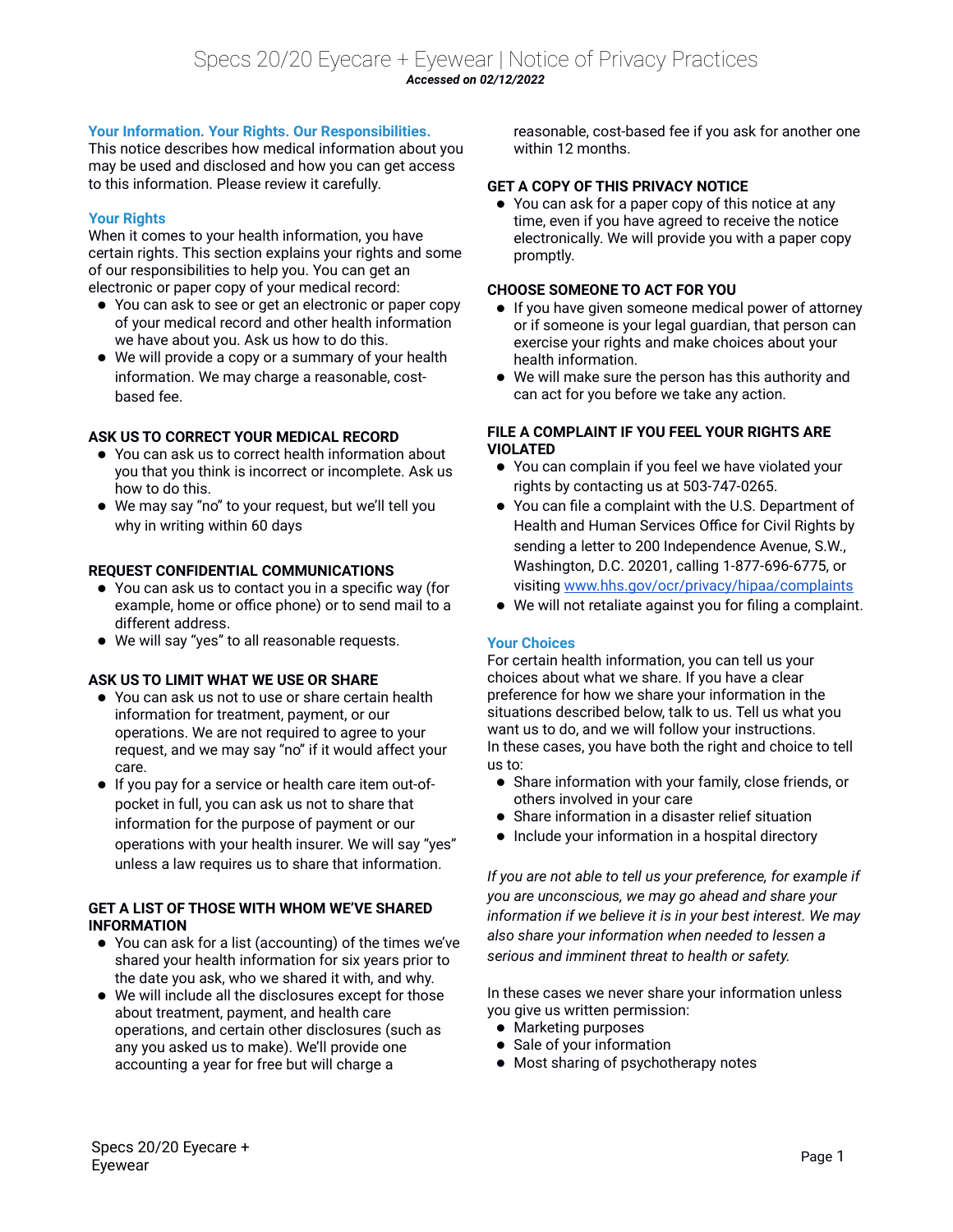# Specs 20/20 Eyecare + Eyewear | Notice of Privacy Practices

***Accessed on 02/12/2022***

## Your Information. Your Rights. Our Responsibilities.

This notice describes how medical information about you may be used and disclosed and how you can get access to this information. Please review it carefully.

## Your Rights

When it comes to your health information, you have certain rights. This section explains your rights and some of our responsibilities to help you. You can get an electronic or paper copy of your medical record:

- You can ask to see or get an electronic or paper copy of your medical record and other health information we have about you. Ask us how to do this.
- We will provide a copy or a summary of your health information. We may charge a reasonable, cost-based fee.

### ASK US TO CORRECT YOUR MEDICAL RECORD

- You can ask us to correct health information about you that you think is incorrect or incomplete. Ask us how to do this.
- We may say "no" to your request, but we'll tell you why in writing within 60 days

### REQUEST CONFIDENTIAL COMMUNICATIONS

- You can ask us to contact you in a specific way (for example, home or office phone) or to send mail to a different address.
- We will say "yes" to all reasonable requests.

### ASK US TO LIMIT WHAT WE USE OR SHARE

- You can ask us not to use or share certain health information for treatment, payment, or our operations. We are not required to agree to your request, and we may say "no" if it would affect your care.
- If you pay for a service or health care item out-of-pocket in full, you can ask us not to share that information for the purpose of payment or our operations with your health insurer. We will say "yes" unless a law requires us to share that information.

### GET A LIST OF THOSE WITH WHOM WE'VE SHARED INFORMATION

- You can ask for a list (accounting) of the times we've shared your health information for six years prior to the date you ask, who we shared it with, and why.
- We will include all the disclosures except for those about treatment, payment, and health care operations, and certain other disclosures (such as any you asked us to make). We'll provide one accounting a year for free but will charge a reasonable, cost-based fee if you ask for another one within 12 months.

### GET A COPY OF THIS PRIVACY NOTICE

- You can ask for a paper copy of this notice at any time, even if you have agreed to receive the notice electronically. We will provide you with a paper copy promptly.

### CHOOSE SOMEONE TO ACT FOR YOU

- If you have given someone medical power of attorney or if someone is your legal guardian, that person can exercise your rights and make choices about your health information.
- We will make sure the person has this authority and can act for you before we take any action.

### FILE A COMPLAINT IF YOU FEEL YOUR RIGHTS ARE VIOLATED

- You can complain if you feel we have violated your rights by contacting us at 503-747-0265.
- You can file a complaint with the U.S. Department of Health and Human Services Office for Civil Rights by sending a letter to 200 Independence Avenue, S.W., Washington, D.C. 20201, calling 1-877-696-6775, or visiting www.hhs.gov/ocr/privacy/hipaa/complaints
- We will not retaliate against you for filing a complaint.

## Your Choices

For certain health information, you can tell us your choices about what we share. If you have a clear preference for how we share your information in the situations described below, talk to us. Tell us what you want us to do, and we will follow your instructions.
In these cases, you have both the right and choice to tell us to:

- Share information with your family, close friends, or others involved in your care
- Share information in a disaster relief situation
- Include your information in a hospital directory

*If you are not able to tell us your preference, for example if you are unconscious, we may go ahead and share your information if we believe it is in your best interest. We may also share your information when needed to lessen a serious and imminent threat to health or safety.*

In these cases we never share your information unless you give us written permission:

- Marketing purposes
- Sale of your information
- Most sharing of psychotherapy notes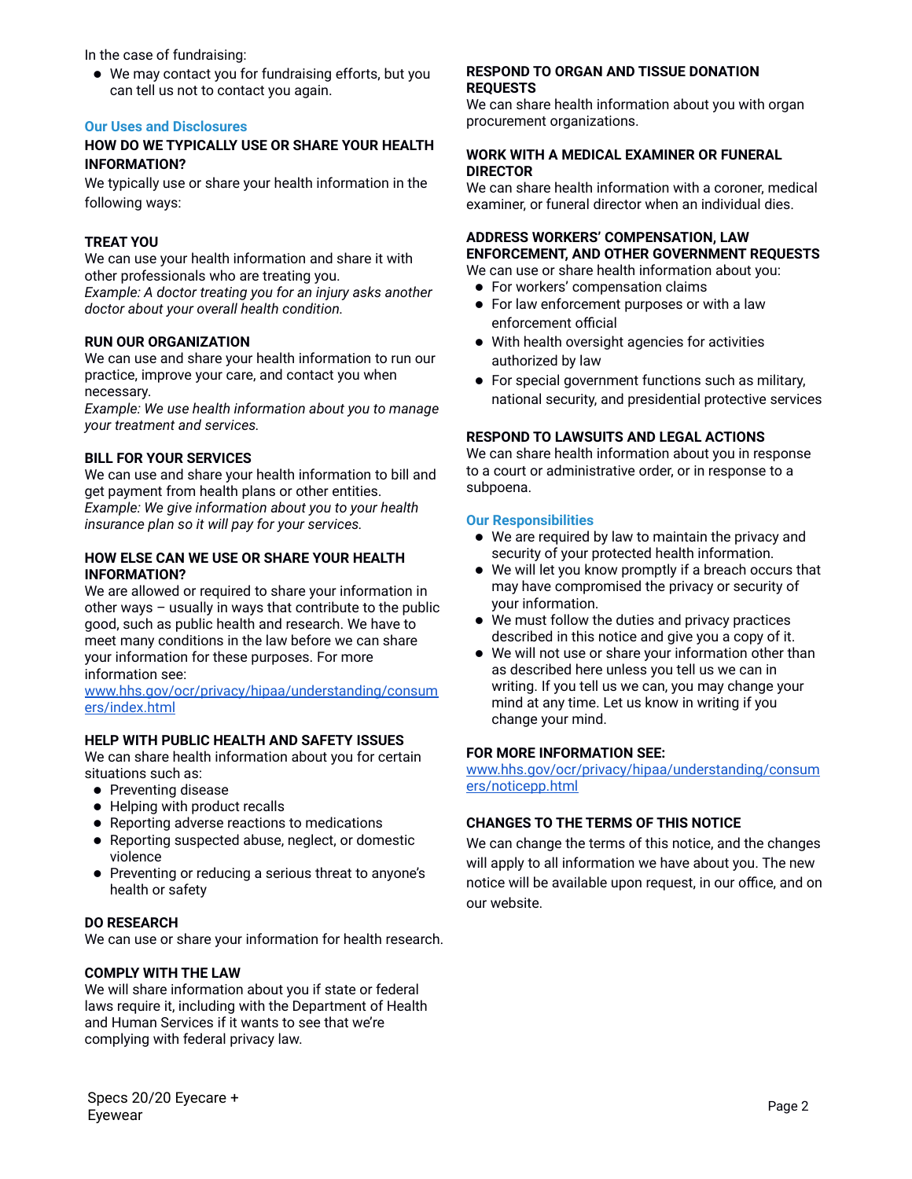In the case of fundraising:

- We may contact you for fundraising efforts, but you can tell us not to contact you again.

## Our Uses and Disclosures

### HOW DO WE TYPICALLY USE OR SHARE YOUR HEALTH INFORMATION?

We typically use or share your health information in the following ways:

**TREAT YOU**

We can use your health information and share it with other professionals who are treating you.
*Example: A doctor treating you for an injury asks another doctor about your overall health condition.*

**RUN OUR ORGANIZATION**

We can use and share your health information to run our practice, improve your care, and contact you when necessary.
*Example: We use health information about you to manage your treatment and services.*

**BILL FOR YOUR SERVICES**

We can use and share your health information to bill and get payment from health plans or other entities.
*Example: We give information about you to your health insurance plan so it will pay for your services.*

### HOW ELSE CAN WE USE OR SHARE YOUR HEALTH INFORMATION?

We are allowed or required to share your information in other ways – usually in ways that contribute to the public good, such as public health and research. We have to meet many conditions in the law before we can share your information for these purposes. For more information see: [www.hhs.gov/ocr/privacy/hipaa/understanding/consumers/index.html](www.hhs.gov/ocr/privacy/hipaa/understanding/consumers/index.html)

**HELP WITH PUBLIC HEALTH AND SAFETY ISSUES**

We can share health information about you for certain situations such as:

- Preventing disease
- Helping with product recalls
- Reporting adverse reactions to medications
- Reporting suspected abuse, neglect, or domestic violence
- Preventing or reducing a serious threat to anyone's health or safety

**DO RESEARCH**

We can use or share your information for health research.

**COMPLY WITH THE LAW**

We will share information about you if state or federal laws require it, including with the Department of Health and Human Services if it wants to see that we're complying with federal privacy law.

**RESPOND TO ORGAN AND TISSUE DONATION REQUESTS**

We can share health information about you with organ procurement organizations.

**WORK WITH A MEDICAL EXAMINER OR FUNERAL DIRECTOR**

We can share health information with a coroner, medical examiner, or funeral director when an individual dies.

**ADDRESS WORKERS' COMPENSATION, LAW ENFORCEMENT, AND OTHER GOVERNMENT REQUESTS**

We can use or share health information about you:

- For workers' compensation claims
- For law enforcement purposes or with a law enforcement official
- With health oversight agencies for activities authorized by law
- For special government functions such as military, national security, and presidential protective services

**RESPOND TO LAWSUITS AND LEGAL ACTIONS**

We can share health information about you in response to a court or administrative order, or in response to a subpoena.

## Our Responsibilities

- We are required by law to maintain the privacy and security of your protected health information.
- We will let you know promptly if a breach occurs that may have compromised the privacy or security of your information.
- We must follow the duties and privacy practices described in this notice and give you a copy of it.
- We will not use or share your information other than as described here unless you tell us we can in writing. If you tell us we can, you may change your mind at any time. Let us know in writing if you change your mind.

**FOR MORE INFORMATION SEE:**
[www.hhs.gov/ocr/privacy/hipaa/understanding/consumers/noticepp.html](www.hhs.gov/ocr/privacy/hipaa/understanding/consumers/noticepp.html)

**CHANGES TO THE TERMS OF THIS NOTICE**

We can change the terms of this notice, and the changes will apply to all information we have about you. The new notice will be available upon request, in our office, and on our website.